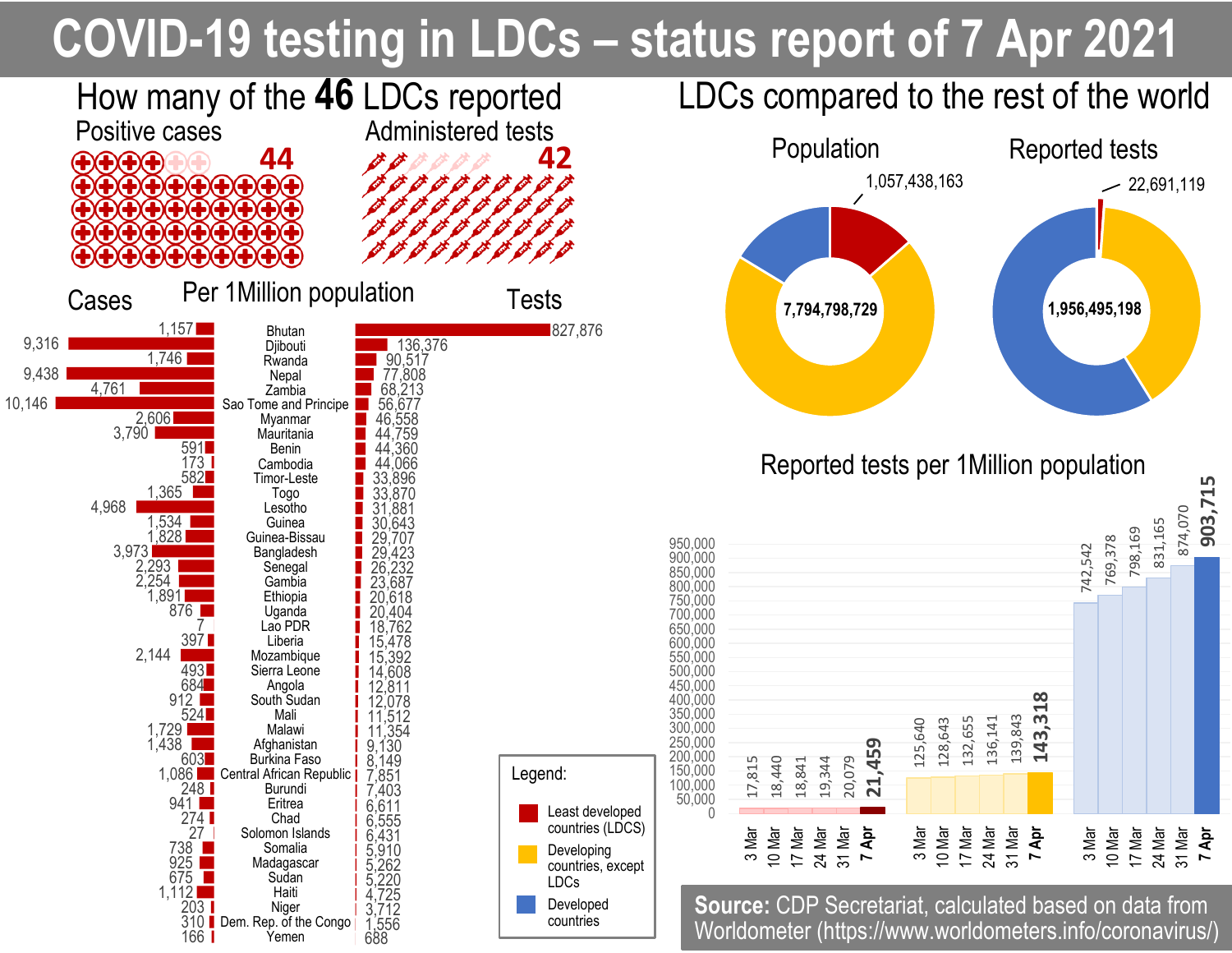# COVID-19 testing in LDCs – status report of 7 Apr 2021

## How many of the 46 LDCs reported

| Positive cases | Administered tests |
|---|---|
| 44 | 42 |

## Per 1Million population

| Cases | Country | Tests |
|---|---|---|
| 1,157 | Bhutan | 827,876 |
| 9,316 | Djibouti | 136,376 |
| 1,746 | Rwanda | 90,517 |
| 9,438 | Nepal | 77,808 |
| 4,761 | Zambia | 68,213 |
| 10,146 | Sao Tome and Principe | 56,677 |
| 2,606 | Myanmar | 46,558 |
| 3,790 | Mauritania | 44,759 |
| 591 | Benin | 44,360 |
| 173 | Cambodia | 44,066 |
| 582 | Timor-Leste | 33,896 |
| 1,365 | Togo | 33,870 |
| 4,968 | Lesotho | 31,881 |
| 1,534 | Guinea | 30,643 |
| 1,828 | Guinea-Bissau | 29,707 |
| 3,973 | Bangladesh | 29,423 |
| 2,293 | Senegal | 26,232 |
| 2,254 | Gambia | 23,687 |
| 1,891 | Ethiopia | 20,618 |
| 876 | Uganda | 20,404 |
| 7 | Lao PDR | 18,762 |
| 397 | Liberia | 15,478 |
| 2,144 | Mozambique | 15,392 |
| 493 | Sierra Leone | 14,608 |
| 684 | Angola | 12,811 |
| 912 | South Sudan | 12,078 |
| 524 | Mali | 11,512 |
| 1,729 | Malawi | 11,354 |
| 1,438 | Afghanistan | 9,130 |
| 603 | Burkina Faso | 8,149 |
| 1,086 | Central African Republic | 7,851 |
| 248 | Burundi | 7,403 |
| 941 | Eritrea | 6,611 |
| 274 | Chad | 6,555 |
| 27 | Solomon Islands | 6,431 |
| 738 | Somalia | 5,910 |
| 925 | Madagascar | 5,262 |
| 675 | Sudan | 5,220 |
| 1,112 | Haiti | 4,725 |
| 203 | Niger | 3,712 |
| 310 | Dem. Rep. of the Congo | 1,556 |
| 166 | Yemen | 688 |

## LDCs compared to the rest of the world

| | Total | LDCs |
|---|---|---|
| Population | 7,794,798,729 | 1,057,438,163 |
| Reported tests | 1,956,495,198 | 22,691,119 |

## Reported tests per 1Million population

| Date | Least developed countries (LDCS) | Developing countries, except LDCs | Developed countries |
|---|---|---|---|
| 3 Mar | 17,815 | 125,640 | 742,542 |
| 10 Mar | 18,440 | 128,643 | 769,378 |
| 17 Mar | 18,841 | 132,655 | 798,169 |
| 24 Mar | 19,344 | 136,141 | 831,165 |
| 31 Mar | 20,079 | 139,843 | 874,070 |
| 7 Apr | **21,459** | **143,318** | **903,715** |

**Source:** CDP Secretariat, calculated based on data from Worldometer (https://www.worldometers.info/coronavirus/)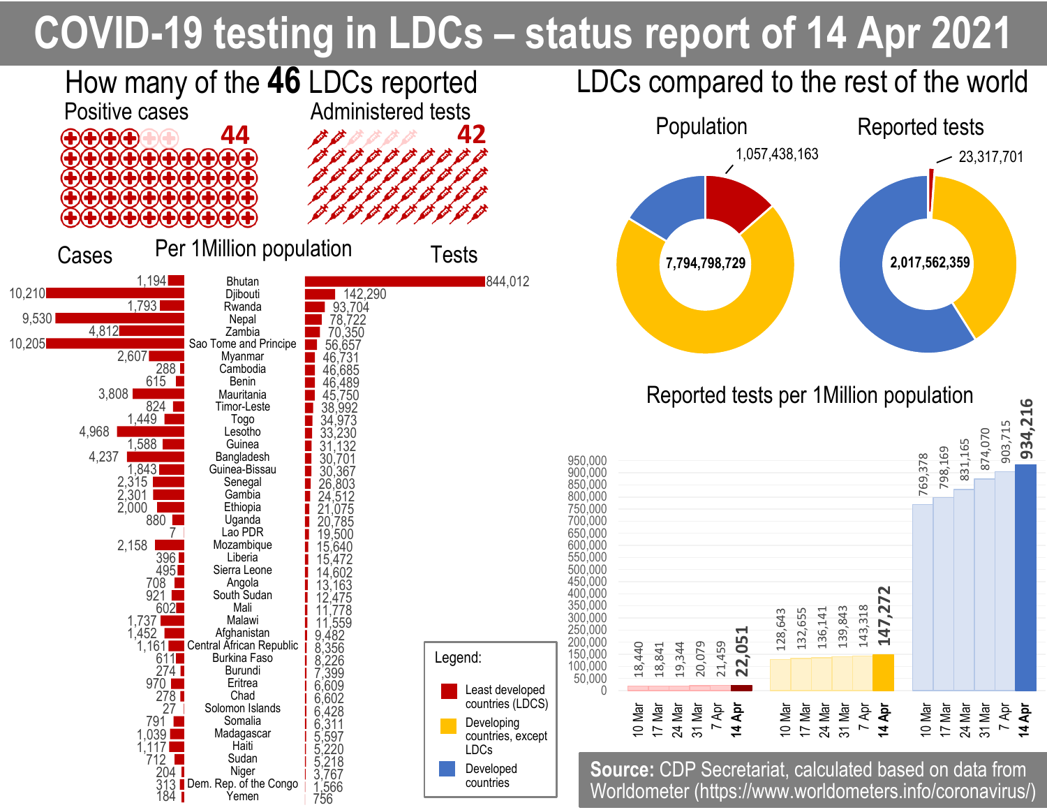# COVID-19 testing in LDCs – status report of 14 Apr 2021

## How many of the **46** LDCs reported

Positive cases: **44**

Administered tests: **42**

## Per 1Million population

| Cases | Country | Tests |
|---|---|---|
| 1,194 | Bhutan | 844,012 |
| 10,210 | Djibouti | 142,290 |
| 1,793 | Rwanda | 93,704 |
| 9,530 | Nepal | 78,722 |
| 4,812 | Zambia | 70,350 |
| 10,205 | Sao Tome and Principe | 56,657 |
| 2,607 | Myanmar | 46,731 |
| 288 | Cambodia | 46,685 |
| 615 | Benin | 46,489 |
| 3,808 | Mauritania | 45,750 |
| 824 | Timor-Leste | 38,992 |
| 1,449 | Togo | 34,973 |
| 4,968 | Lesotho | 33,230 |
| 1,588 | Guinea | 31,132 |
| 4,237 | Bangladesh | 30,701 |
| 1,843 | Guinea-Bissau | 30,367 |
| 2,315 | Senegal | 26,803 |
| 2,301 | Gambia | 24,512 |
| 2,000 | Ethiopia | 21,075 |
| 880 | Uganda | 20,785 |
| 7 | Lao PDR | 19,500 |
| 2,158 | Mozambique | 15,640 |
| 396 | Liberia | 15,472 |
| 495 | Sierra Leone | 14,602 |
| 708 | Angola | 13,163 |
| 921 | South Sudan | 12,475 |
| 602 | Mali | 11,778 |
| 1,737 | Malawi | 11,559 |
| 1,452 | Afghanistan | 9,482 |
| 1,161 | Central African Republic | 8,356 |
| 611 | Burkina Faso | 8,226 |
| 274 | Burundi | 7,399 |
| 970 | Eritrea | 6,609 |
| 278 | Chad | 6,602 |
| 27 | Solomon Islands | 6,428 |
| 791 | Somalia | 6,311 |
| 1,039 | Madagascar | 5,597 |
| 1,117 | Haiti | 5,220 |
| 712 | Sudan | 5,218 |
| 204 | Niger | 3,767 |
| 313 | Dem. Rep. of the Congo | 1,566 |
| 184 | Yemen | 756 |

## LDCs compared to the rest of the world

**Population**: 7,794,798,729 (LDCs: 1,057,438,163)

**Reported tests**: 2,017,562,359 (LDCs: 23,317,701)

## Reported tests per 1Million population

| Date | LDCs | Developing countries, except LDCs | Developed countries |
|---|---|---|---|
| 10 Mar | 18,440 | 128,643 | 769,378 |
| 17 Mar | 18,841 | 132,655 | 798,169 |
| 24 Mar | 19,344 | 136,141 | 831,165 |
| 31 Mar | 20,079 | 139,843 | 874,070 |
| 7 Apr | 21,459 | 143,318 | 903,715 |
| **14 Apr** | **22,051** | **147,272** | **934,216** |

Legend:
- Least developed countries (LDCS)
- Developing countries, except LDCs
- Developed countries

**Source:** CDP Secretariat, calculated based on data from Worldometer (https://www.worldometers.info/coronavirus/)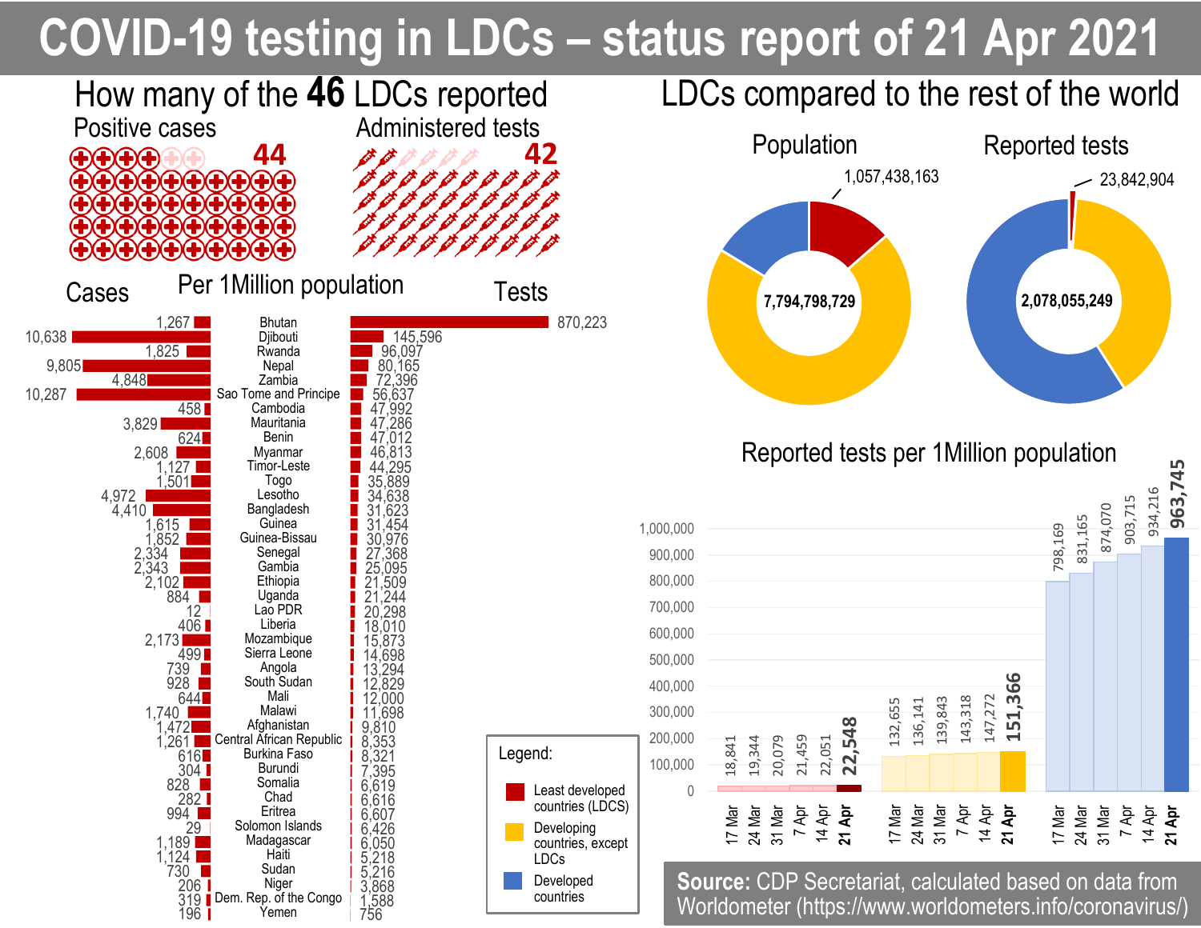# COVID-19 testing in LDCs – status report of 21 Apr 2021

## How many of the **46** LDCs reported

Positive cases: **44**

Administered tests: **42**

## Per 1Million population

| Cases | Country | Tests |
|---|---|---|
| 1,267 | Bhutan | 870,223 |
| 10,638 | Djibouti | 145,596 |
| 1,825 | Rwanda | 96,097 |
| 9,805 | Nepal | 80,165 |
| 4,848 | Zambia | 72,396 |
| 10,287 | Sao Tome and Principe | 56,637 |
| 458 | Cambodia | 47,992 |
| 3,829 | Mauritania | 47,286 |
| 624 | Benin | 47,012 |
| 2,608 | Myanmar | 46,813 |
| 1,127 | Timor-Leste | 44,295 |
| 1,501 | Togo | 35,889 |
| 4,972 | Lesotho | 34,638 |
| 4,410 | Bangladesh | 31,623 |
| 1,615 | Guinea | 31,454 |
| 1,852 | Guinea-Bissau | 30,976 |
| 2,334 | Senegal | 27,368 |
| 2,343 | Gambia | 25,095 |
| 2,102 | Ethiopia | 21,509 |
| 884 | Uganda | 21,244 |
| 12 | Lao PDR | 20,298 |
| 406 | Liberia | 18,010 |
| 2,173 | Mozambique | 15,873 |
| 499 | Sierra Leone | 14,698 |
| 739 | Angola | 13,294 |
| 928 | South Sudan | 12,829 |
| 644 | Mali | 12,000 |
| 1,740 | Malawi | 11,698 |
| 1,472 | Afghanistan | 9,810 |
| 1,261 | Central African Republic | 8,353 |
| 616 | Burkina Faso | 8,321 |
| 304 | Burundi | 7,395 |
| 828 | Somalia | 6,619 |
| 282 | Chad | 6,616 |
| 994 | Eritrea | 6,607 |
| 29 | Solomon Islands | 6,426 |
| 1,189 | Madagascar | 6,050 |
| 1,124 | Haiti | 5,218 |
| 730 | Sudan | 5,216 |
| 206 | Niger | 3,868 |
| 319 | Dem. Rep. of the Congo | 1,588 |
| 196 | Yemen | 756 |

## LDCs compared to the rest of the world

| | Total | LDCs |
|---|---|---|
| Population | 7,794,798,729 | 1,057,438,163 |
| Reported tests | 2,078,055,249 | 23,842,904 |

## Reported tests per 1Million population

| Date | Least developed countries (LDCS) | Developing countries, except LDCs | Developed countries |
|---|---|---|---|
| 17 Mar | 18,841 | 132,655 | 798,169 |
| 24 Mar | 19,344 | 136,141 | 831,165 |
| 31 Mar | 20,079 | 139,843 | 874,070 |
| 7 Apr | 21,459 | 143,318 | 903,715 |
| 14 Apr | 22,051 | 147,272 | 934,216 |
| **21 Apr** | **22,548** | **151,366** | **963,745** |

Legend: Least developed countries (LDCS); Developing countries, except LDCs; Developed countries

**Source:** CDP Secretariat, calculated based on data from Worldometer (https://www.worldometers.info/coronavirus/)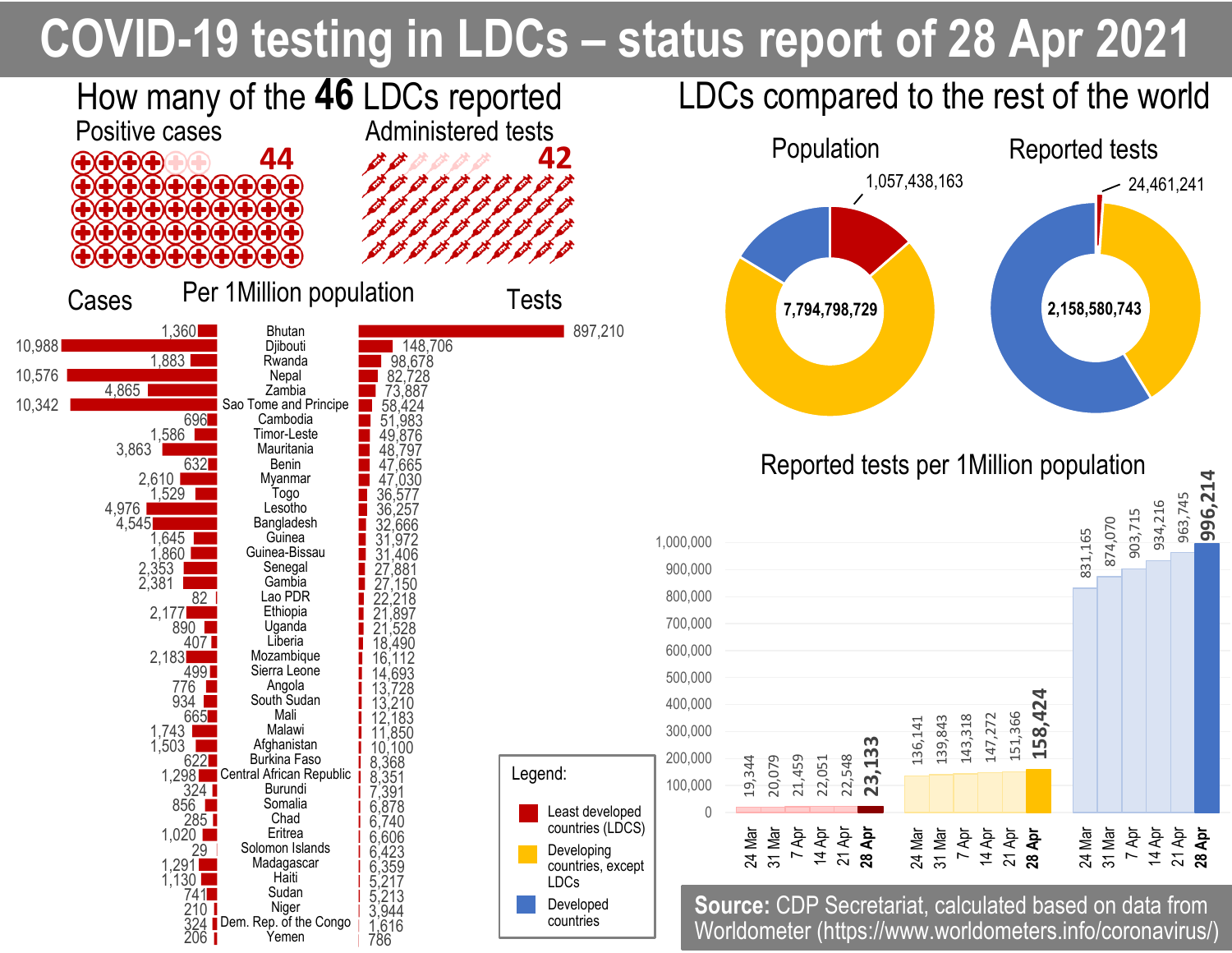# COVID-19 testing in LDCs – status report of 28 Apr 2021

## How many of the **46** LDCs reported

Positive cases

**44**

Administered tests

**42**

## Per 1Million population

Cases

Tests

1,360 Bhutan 897,210
10,988 Djibouti 148,706
1,883 Rwanda 98,678
10,576 Nepal 82,728
4,865 Zambia 73,887
10,342 Sao Tome and Principe 58,424
696 Cambodia 51,983
1,586 Timor-Leste 49,876
3,863 Mauritania 48,797
632 Benin 47,665
2,610 Myanmar 47,030
1,529 Togo 36,577
4,976 Lesotho 36,257
4,545 Bangladesh 32,666
1,645 Guinea 31,972
1,860 Guinea-Bissau 31,406
2,353 Senegal 27,881
2,381 Gambia 27,150
82 Lao PDR 22,218
2,177 Ethiopia 21,897
890 Uganda 21,528
407 Liberia 18,490
2,183 Mozambique 16,112
499 Sierra Leone 14,693
776 Angola 13,728
934 South Sudan 13,210
665 Mali 12,183
1,743 Malawi 11,850
1,503 Afghanistan 10,100
622 Burkina Faso 8,368
1,298 Central African Republic 8,351
324 Burundi 7,391
856 Somalia 6,878
285 Chad 6,740
1,020 Eritrea 6,606
29 Solomon Islands 6,423
1,291 Madagascar 6,359
1,130 Haiti 5,217
741 Sudan 5,213
210 Niger 3,944
324 Dem. Rep. of the Congo 1,616
206 Yemen 786

## LDCs compared to the rest of the world

Population

1,057,438,163

7,794,798,729

Reported tests

24,461,241

2,158,580,743

## Reported tests per 1Million population

1,000,000
900,000
800,000
700,000
600,000
500,000
400,000
300,000
200,000
100,000
0

19,344 20,079 21,459 22,051 22,548 **23,133**

136,141 139,843 143,318 147,272 151,366 **158,424**

831,165 874,070 903,715 934,216 963,745 **996,214**

24 Mar 31 Mar 7 Apr 14 Apr 21 Apr **28 Apr**

Legend:

Least developed countries (LDCS)

Developing countries, except LDCs

Developed countries

**Source:** CDP Secretariat, calculated based on data from Worldometer (https://www.worldometers.info/coronavirus/)